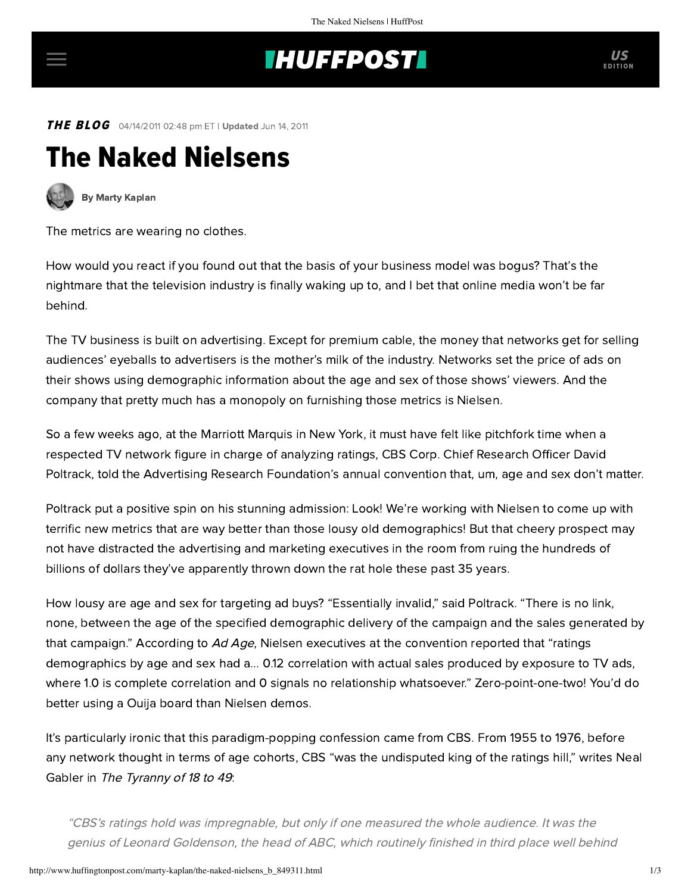THE BLOG 04/14/2011 02:48 pm ET | **Updated** Jun 14, 2011

# The Naked Nielsens

**By Marty Kaplan**

The metrics are wearing no clothes.

How would you react if you found out that the basis of your business model was bogus? That's the nightmare that the television industry is finally waking up to, and I bet that online media won't be far behind.

The TV business is built on advertising. Except for premium cable, the money that networks get for selling audiences' eyeballs to advertisers is the mother's milk of the industry. Networks set the price of ads on their shows using demographic information about the age and sex of those shows' viewers. And the company that pretty much has a monopoly on furnishing those metrics is Nielsen.

So a few weeks ago, at the Marriott Marquis in New York, it must have felt like pitchfork time when a respected TV network figure in charge of analyzing ratings, CBS Corp. Chief Research Officer David Poltrack, told the Advertising Research Foundation's annual convention that, um, age and sex don't matter.

Poltrack put a positive spin on his stunning admission: Look! We're working with Nielsen to come up with terrific new metrics that are way better than those lousy old demographics! But that cheery prospect may not have distracted the advertising and marketing executives in the room from ruing the hundreds of billions of dollars they've apparently thrown down the rat hole these past 35 years.

How lousy are age and sex for targeting ad buys? "Essentially invalid," said Poltrack. "There is no link, none, between the age of the specified demographic delivery of the campaign and the sales generated by that campaign." According to *Ad Age*, Nielsen executives at the convention reported that "ratings demographics by age and sex had a... 0.12 correlation with actual sales produced by exposure to TV ads, where 1.0 is complete correlation and 0 signals no relationship whatsoever." Zero-point-one-two! You'd do better using a Ouija board than Nielsen demos.

It's particularly ironic that this paradigm-popping confession came from CBS. From 1955 to 1976, before any network thought in terms of age cohorts, CBS "was the undisputed king of the ratings hill," writes Neal Gabler in *The Tyranny of 18 to 49*:

> *"CBS's ratings hold was impregnable, but only if one measured the whole audience. It was the genius of Leonard Goldenson, the head of ABC, which routinely finished in third place well behind*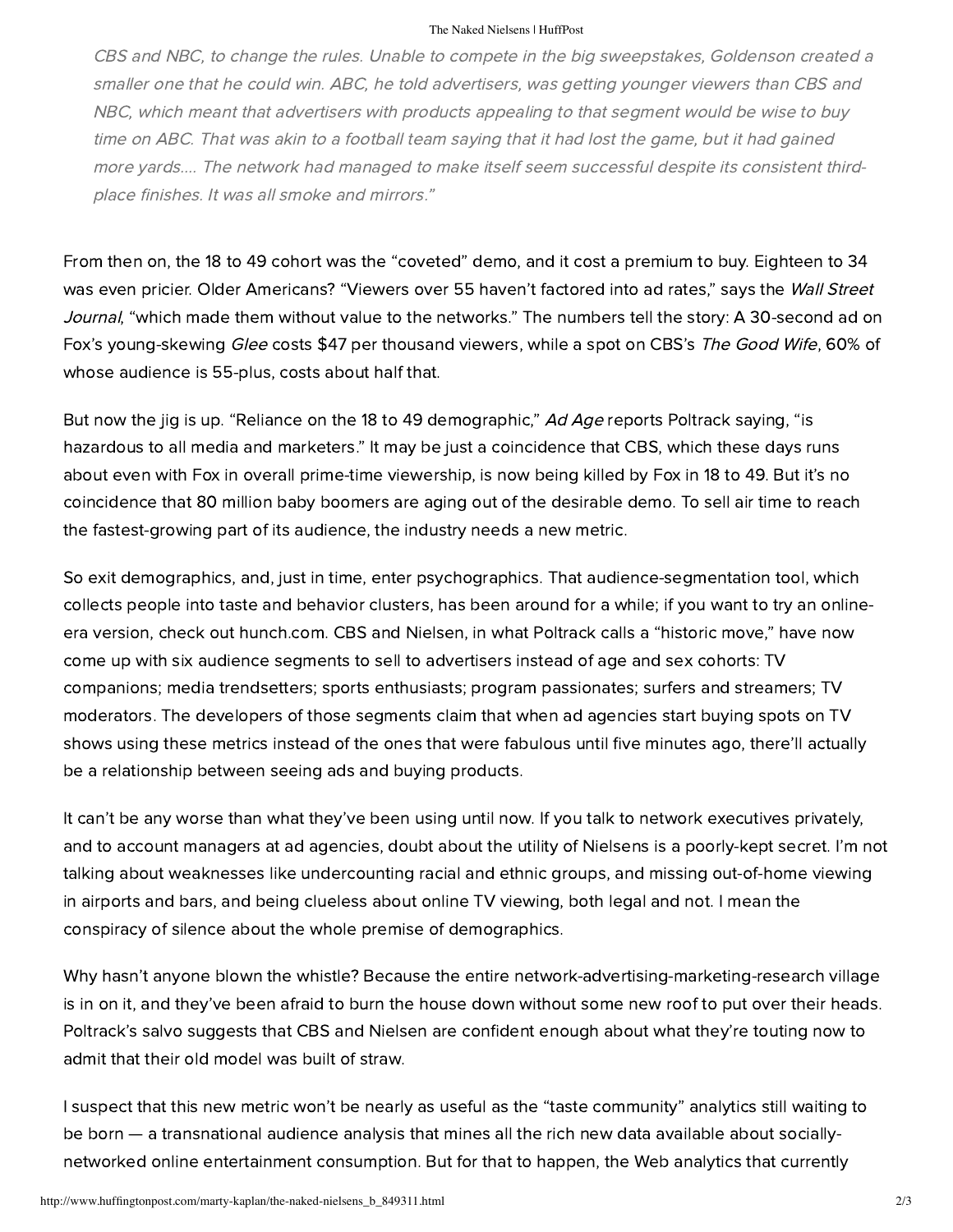*CBS and NBC, to change the rules. Unable to compete in the big sweepstakes, Goldenson created a smaller one that he could win. ABC, he told advertisers, was getting younger viewers than CBS and NBC, which meant that advertisers with products appealing to that segment would be wise to buy time on ABC. That was akin to a football team saying that it had lost the game, but it had gained more yards.... The network had managed to make itself seem successful despite its consistent third-place finishes. It was all smoke and mirrors."*

From then on, the 18 to 49 cohort was the "coveted" demo, and it cost a premium to buy. Eighteen to 34 was even pricier. Older Americans? "Viewers over 55 haven't factored into ad rates," says the *Wall Street Journal*, "which made them without value to the networks." The numbers tell the story: A 30-second ad on Fox's young-skewing *Glee* costs $47 per thousand viewers, while a spot on CBS's *The Good Wife*, 60% of whose audience is 55-plus, costs about half that.

But now the jig is up. "Reliance on the 18 to 49 demographic," *Ad Age* reports Poltrack saying, "is hazardous to all media and marketers." It may be just a coincidence that CBS, which these days runs about even with Fox in overall prime-time viewership, is now being killed by Fox in 18 to 49. But it's no coincidence that 80 million baby boomers are aging out of the desirable demo. To sell air time to reach the fastest-growing part of its audience, the industry needs a new metric.

So exit demographics, and, just in time, enter psychographics. That audience-segmentation tool, which collects people into taste and behavior clusters, has been around for a while; if you want to try an online-era version, check out hunch.com. CBS and Nielsen, in what Poltrack calls a "historic move," have now come up with six audience segments to sell to advertisers instead of age and sex cohorts: TV companions; media trendsetters; sports enthusiasts; program passionates; surfers and streamers; TV moderators. The developers of those segments claim that when ad agencies start buying spots on TV shows using these metrics instead of the ones that were fabulous until five minutes ago, there'll actually be a relationship between seeing ads and buying products.

It can't be any worse than what they've been using until now. If you talk to network executives privately, and to account managers at ad agencies, doubt about the utility of Nielsens is a poorly-kept secret. I'm not talking about weaknesses like undercounting racial and ethnic groups, and missing out-of-home viewing in airports and bars, and being clueless about online TV viewing, both legal and not. I mean the conspiracy of silence about the whole premise of demographics.

Why hasn't anyone blown the whistle? Because the entire network-advertising-marketing-research village is in on it, and they've been afraid to burn the house down without some new roof to put over their heads. Poltrack's salvo suggests that CBS and Nielsen are confident enough about what they're touting now to admit that their old model was built of straw.

I suspect that this new metric won't be nearly as useful as the "taste community" analytics still waiting to be born — a transnational audience analysis that mines all the rich new data available about socially-networked online entertainment consumption. But for that to happen, the Web analytics that currently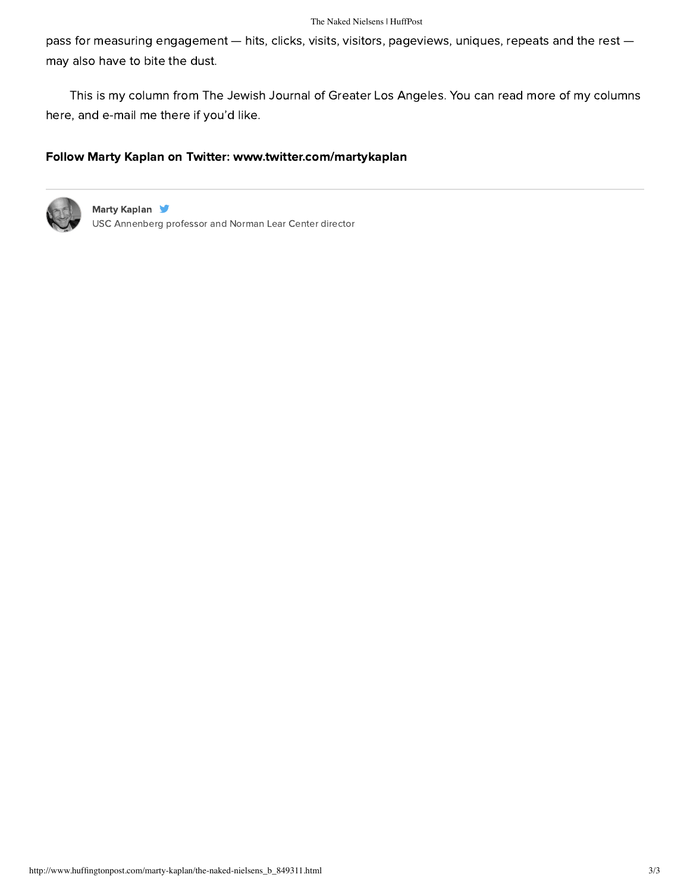pass for measuring engagement — hits, clicks, visits, visitors, pageviews, uniques, repeats and the rest — may also have to bite the dust.

This is my column from The Jewish Journal of Greater Los Angeles. You can read more of my columns here, and e-mail me there if you'd like.

**Follow Marty Kaplan on Twitter: www.twitter.com/martykaplan**

---

**Marty Kaplan**

USC Annenberg professor and Norman Lear Center director